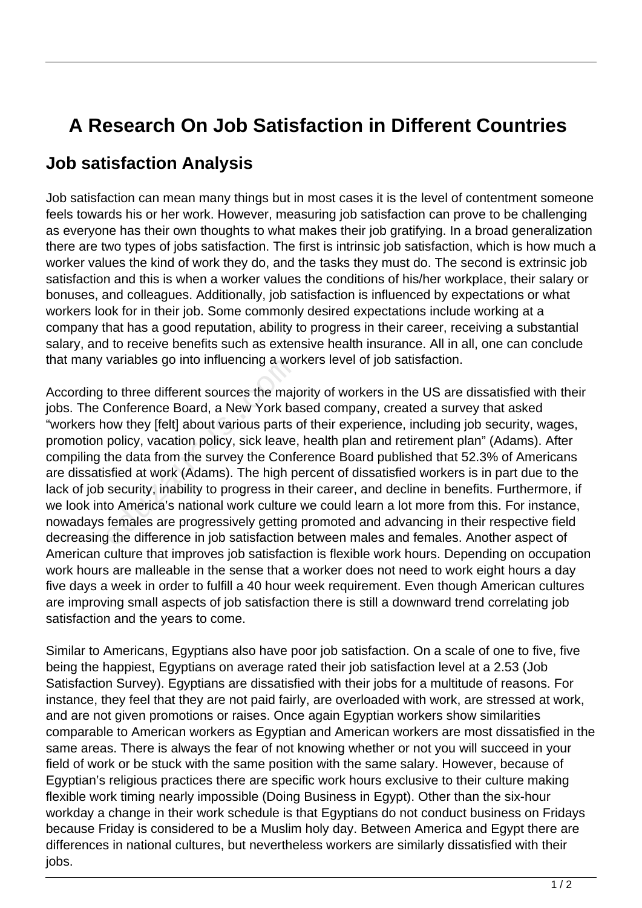# A Research On Job Satisfaction in Different Countries

## Job satisfaction Analysis

Job satisfaction can mean many things but in most cases it is the level of contentment someone feels towards his or her work. However, measuring job satisfaction can prove to be challenging as everyone has their own thoughts to what makes their job gratifying. In a broad generalization there are two types of jobs satisfaction. The first is intrinsic job satisfaction, which is how much a worker values the kind of work they do, and the tasks they must do. The second is extrinsic job satisfaction and this is when a worker values the conditions of his/her workplace, their salary or bonuses, and colleagues. Additionally, job satisfaction is influenced by expectations or what workers look for in their job. Some commonly desired expectations include working at a company that has a good reputation, ability to progress in their career, receiving a substantial salary, and to receive benefits such as extensive health insurance. All in all, one can conclude that many variables go into influencing a workers level of job satisfaction.

According to three different sources the majority of workers in the US are dissatisfied with their jobs. The Conference Board, a New York based company, created a survey that asked "workers how they [felt] about various parts of their experience, including job security, wages, promotion policy, vacation policy, sick leave, health plan and retirement plan" (Adams). After compiling the data from the survey the Conference Board published that 52.3% of Americans are dissatisfied at work (Adams). The high percent of dissatisfied workers is in part due to the lack of job security, inability to progress in their career, and decline in benefits. Furthermore, if we look into America's national work culture we could learn a lot more from this. For instance, nowadays females are progressively getting promoted and advancing in their respective field decreasing the difference in job satisfaction between males and females. Another aspect of American culture that improves job satisfaction is flexible work hours. Depending on occupation work hours are malleable in the sense that a worker does not need to work eight hours a day five days a week in order to fulfill a 40 hour week requirement. Even though American cultures are improving small aspects of job satisfaction there is still a downward trend correlating job satisfaction and the years to come.

Similar to Americans, Egyptians also have poor job satisfaction. On a scale of one to five, five being the happiest, Egyptians on average rated their job satisfaction level at a 2.53 (Job Satisfaction Survey). Egyptians are dissatisfied with their jobs for a multitude of reasons. For instance, they feel that they are not paid fairly, are overloaded with work, are stressed at work, and are not given promotions or raises. Once again Egyptian workers show similarities comparable to American workers as Egyptian and American workers are most dissatisfied in the same areas. There is always the fear of not knowing whether or not you will succeed in your field of work or be stuck with the same position with the same salary. However, because of Egyptian's religious practices there are specific work hours exclusive to their culture making flexible work timing nearly impossible (Doing Business in Egypt). Other than the six-hour workday a change in their work schedule is that Egyptians do not conduct business on Fridays because Friday is considered to be a Muslim holy day. Between America and Egypt there are differences in national cultures, but nevertheless workers are similarly dissatisfied with their jobs.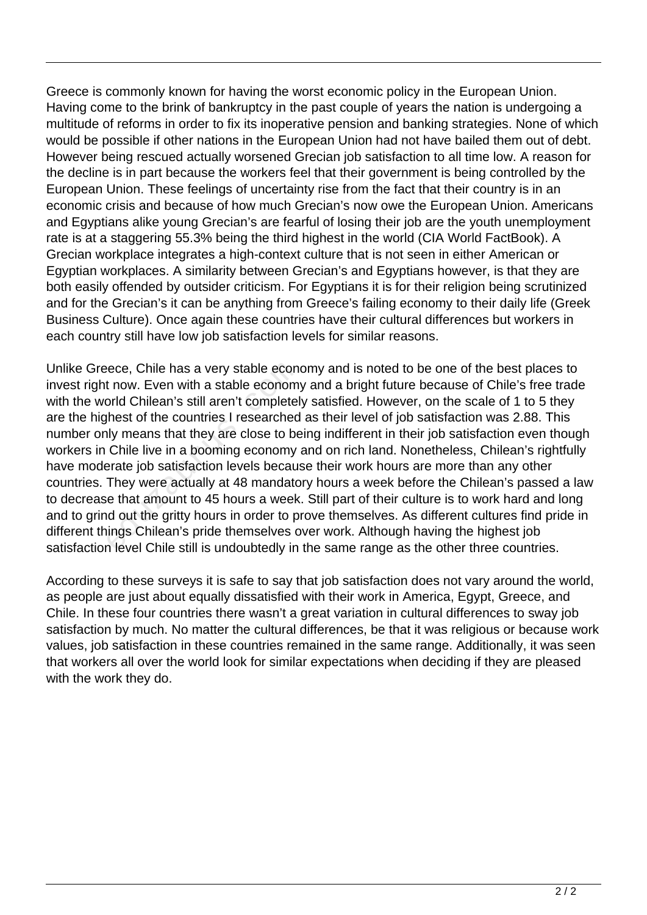Greece is commonly known for having the worst economic policy in the European Union. Having come to the brink of bankruptcy in the past couple of years the nation is undergoing a multitude of reforms in order to fix its inoperative pension and banking strategies. None of which would be possible if other nations in the European Union had not have bailed them out of debt. However being rescued actually worsened Grecian job satisfaction to all time low. A reason for the decline is in part because the workers feel that their government is being controlled by the European Union. These feelings of uncertainty rise from the fact that their country is in an economic crisis and because of how much Grecian's now owe the European Union. Americans and Egyptians alike young Grecian's are fearful of losing their job are the youth unemployment rate is at a staggering 55.3% being the third highest in the world (CIA World FactBook). A Grecian workplace integrates a high-context culture that is not seen in either American or Egyptian workplaces. A similarity between Grecian's and Egyptians however, is that they are both easily offended by outsider criticism. For Egyptians it is for their religion being scrutinized and for the Grecian's it can be anything from Greece's failing economy to their daily life (Greek Business Culture). Once again these countries have their cultural differences but workers in each country still have low job satisfaction levels for similar reasons.

Unlike Greece, Chile has a very stable economy and is noted to be one of the best places to invest right now. Even with a stable economy and a bright future because of Chile's free trade with the world Chilean's still aren't completely satisfied. However, on the scale of 1 to 5 they are the highest of the countries I researched as their level of job satisfaction was 2.88. This number only means that they are close to being indifferent in their job satisfaction even though workers in Chile live in a booming economy and on rich land. Nonetheless, Chilean's rightfully have moderate job satisfaction levels because their work hours are more than any other countries. They were actually at 48 mandatory hours a week before the Chilean's passed a law to decrease that amount to 45 hours a week. Still part of their culture is to work hard and long and to grind out the gritty hours in order to prove themselves. As different cultures find pride in different things Chilean's pride themselves over work. Although having the highest job satisfaction level Chile still is undoubtedly in the same range as the other three countries.

According to these surveys it is safe to say that job satisfaction does not vary around the world, as people are just about equally dissatisfied with their work in America, Egypt, Greece, and Chile. In these four countries there wasn't a great variation in cultural differences to sway job satisfaction by much. No matter the cultural differences, be that it was religious or because work values, job satisfaction in these countries remained in the same range. Additionally, it was seen that workers all over the world look for similar expectations when deciding if they are pleased with the work they do.